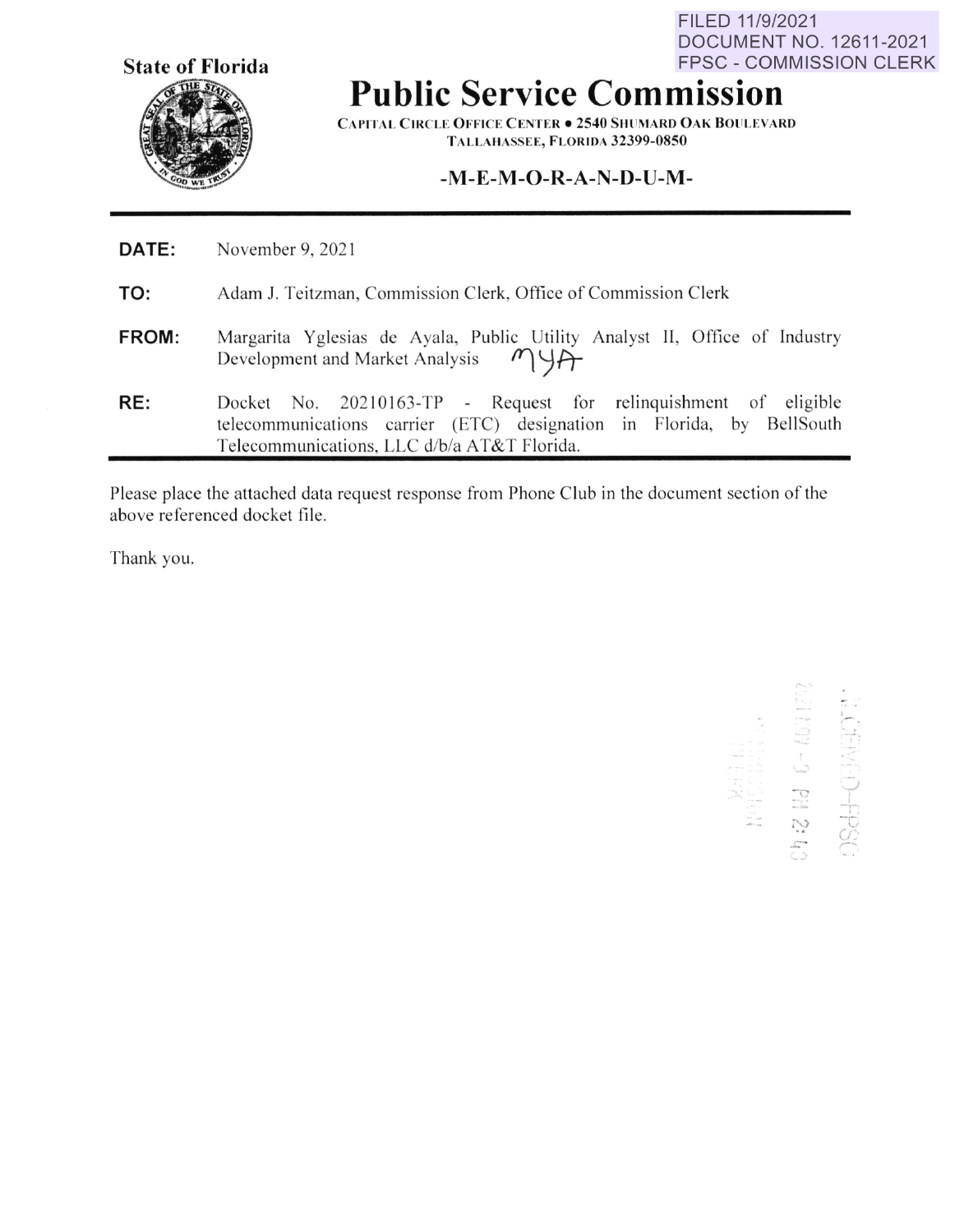FILED 11/9/2021
DOCUMENT NO. 12611-2021
FPSC - COMMISSION CLERK

**State of Florida**

# Public Service Commission

CAPITAL CIRCLE OFFICE CENTER • 2540 SHUMARD OAK BOULEVARD
TALLAHASSEE, FLORIDA 32399-0850

## -M-E-M-O-R-A-N-D-U-M-

**DATE:** November 9, 2021

**TO:** Adam J. Teitzman, Commission Clerk, Office of Commission Clerk

**FROM:** Margarita Yglesias de Ayala, Public Utility Analyst II, Office of Industry Development and Market Analysis MYA

**RE:** Docket No. 20210163-TP - Request for relinquishment of eligible telecommunications carrier (ETC) designation in Florida, by BellSouth Telecommunications, LLC d/b/a AT&T Florida.

Please place the attached data request response from Phone Club in the document section of the above referenced docket file.

Thank you.

RECEIVED-FPSC
2021 NOV -9 PM 2:43
COMMISSION CLERK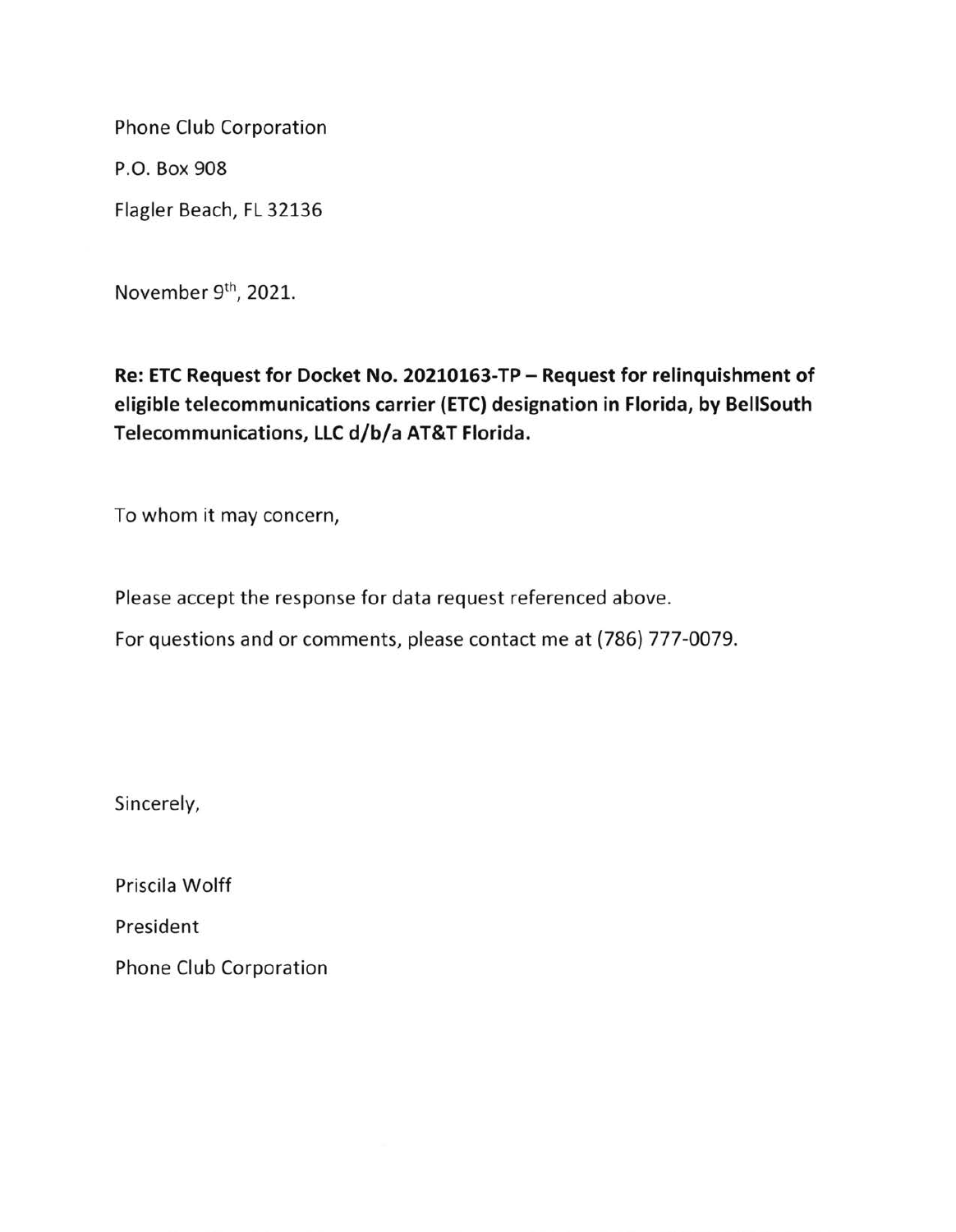Phone Club Corporation

P.O. Box 908

Flagler Beach, FL 32136

November 9th, 2021.

**Re: ETC Request for Docket No. 20210163-TP – Request for relinquishment of eligible telecommunications carrier (ETC) designation in Florida, by BellSouth Telecommunications, LLC d/b/a AT&T Florida.**

To whom it may concern,

Please accept the response for data request referenced above.

For questions and or comments, please contact me at (786) 777-0079.

Sincerely,

Priscila Wolff

President

Phone Club Corporation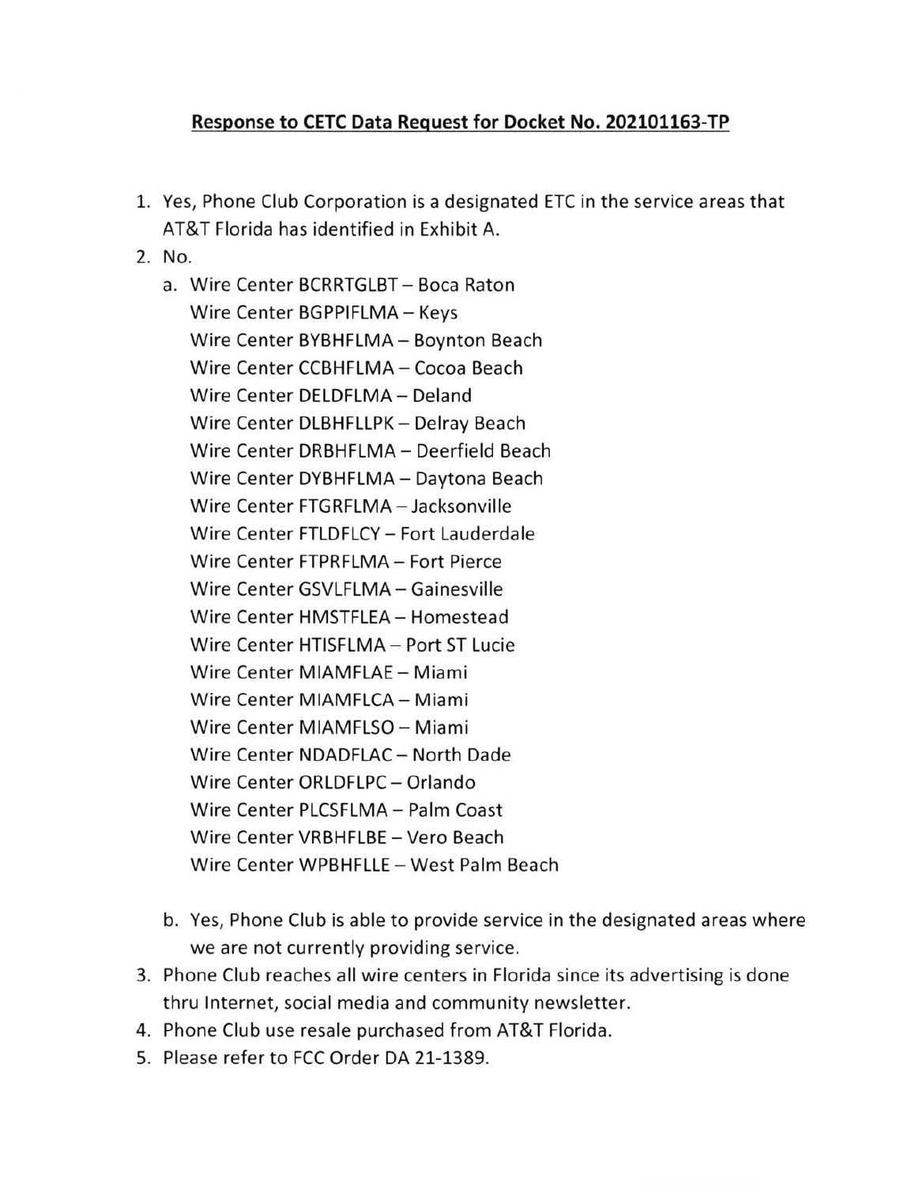**Response to CETC Data Request for Docket No. 202101163-TP**

1. Yes, Phone Club Corporation is a designated ETC in the service areas that AT&T Florida has identified in Exhibit A.
2. No.
   a. Wire Center BCRRTGLBT – Boca Raton
      Wire Center BGPPIFLMA – Keys
      Wire Center BYBHFLMA – Boynton Beach
      Wire Center CCBHFLMA – Cocoa Beach
      Wire Center DELDFLMA – Deland
      Wire Center DLBHFLLPK – Delray Beach
      Wire Center DRBHFLMA – Deerfield Beach
      Wire Center DYBHFLMA – Daytona Beach
      Wire Center FTGRFLMA – Jacksonville
      Wire Center FTLDFLCY – Fort Lauderdale
      Wire Center FTPRFLMA – Fort Pierce
      Wire Center GSVLFLMA – Gainesville
      Wire Center HMSTFLEA – Homestead
      Wire Center HTISFLMA – Port ST Lucie
      Wire Center MIAMFLAE – Miami
      Wire Center MIAMFLCA – Miami
      Wire Center MIAMFLSO – Miami
      Wire Center NDADFLAC – North Dade
      Wire Center ORLDFLPC – Orlando
      Wire Center PLCSFLMA – Palm Coast
      Wire Center VRBHFLBE – Vero Beach
      Wire Center WPBHFLLE – West Palm Beach

   b. Yes, Phone Club is able to provide service in the designated areas where we are not currently providing service.
3. Phone Club reaches all wire centers in Florida since its advertising is done thru Internet, social media and community newsletter.
4. Phone Club use resale purchased from AT&T Florida.
5. Please refer to FCC Order DA 21-1389.